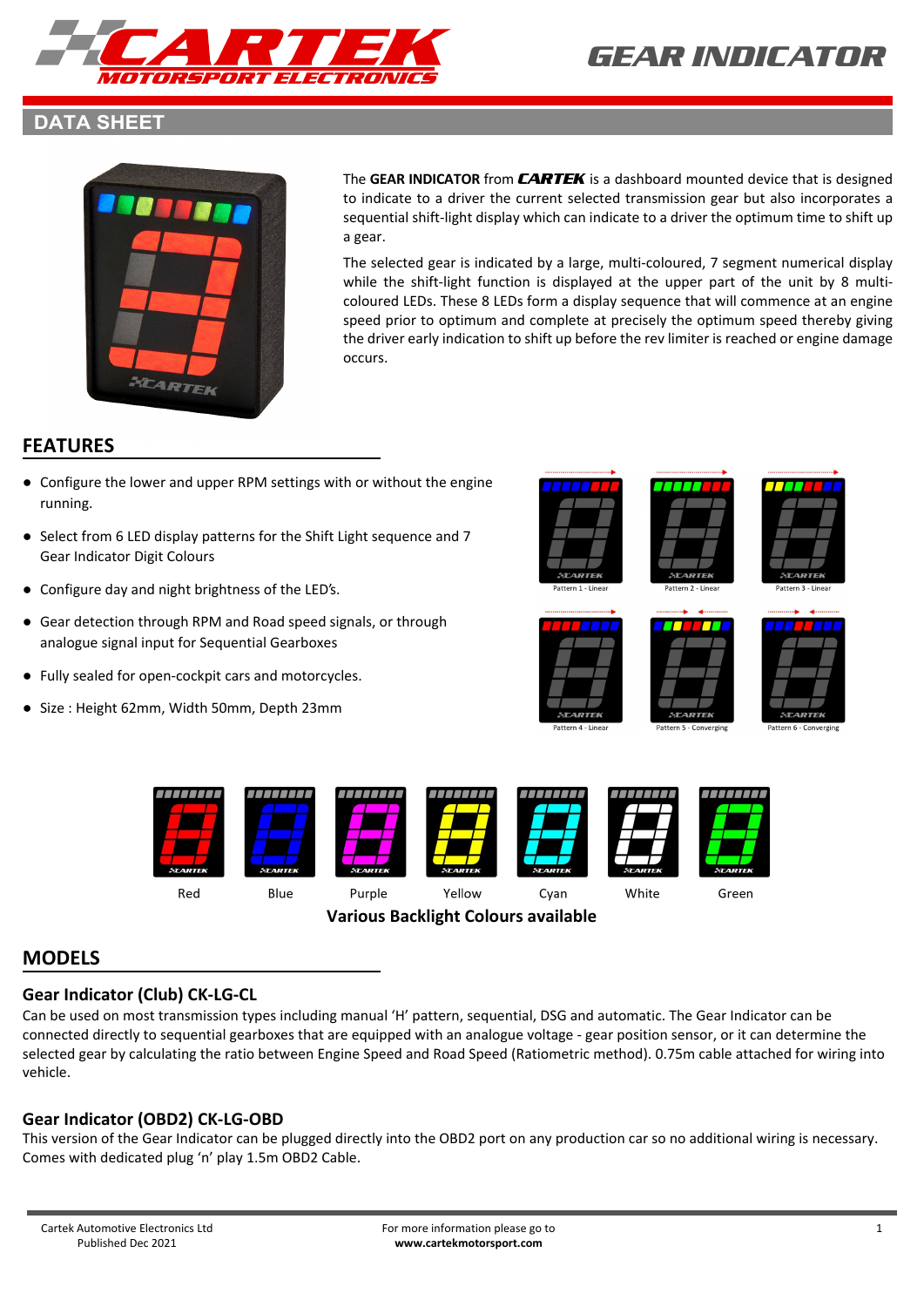# GEAR INDICATOR

## DATA SHEET

The **GEAR INDICATOR** from ***CARTEK*** is a dashboard mounted device that is designed to indicate to a driver the current selected transmission gear but also incorporates a sequential shift-light display which can indicate to a driver the optimum time to shift up a gear.

The selected gear is indicated by a large, multi-coloured, 7 segment numerical display while the shift-light function is displayed at the upper part of the unit by 8 multi-coloured LEDs. These 8 LEDs form a display sequence that will commence at an engine speed prior to optimum and complete at precisely the optimum speed thereby giving the driver early indication to shift up before the rev limiter is reached or engine damage occurs.

## FEATURES

- Configure the lower and upper RPM settings with or without the engine running.
- Select from 6 LED display patterns for the Shift Light sequence and 7 Gear Indicator Digit Colours
- Configure day and night brightness of the LED's.
- Gear detection through RPM and Road speed signals, or through analogue signal input for Sequential Gearboxes
- Fully sealed for open-cockpit cars and motorcycles.
- Size : Height 62mm, Width 50mm, Depth 23mm

Pattern 1 - Linear, Pattern 2 - Linear, Pattern 3 - Linear, Pattern 4 - Linear, Pattern 5 - Converging, Pattern 6 - Converging

Red, Blue, Purple, Yellow, Cyan, White, Green

**Various Backlight Colours available**

## MODELS

### Gear Indicator (Club) CK-LG-CL

Can be used on most transmission types including manual 'H' pattern, sequential, DSG and automatic. The Gear Indicator can be connected directly to sequential gearboxes that are equipped with an analogue voltage - gear position sensor, or it can determine the selected gear by calculating the ratio between Engine Speed and Road Speed (Ratiometric method). 0.75m cable attached for wiring into vehicle.

### Gear Indicator (OBD2) CK-LG-OBD

This version of the Gear Indicator can be plugged directly into the OBD2 port on any production car so no additional wiring is necessary. Comes with dedicated plug 'n' play 1.5m OBD2 Cable.

Cartek Automotive Electronics Ltd
Published Dec 2021

For more information please go to
**www.cartekmotorsport.com**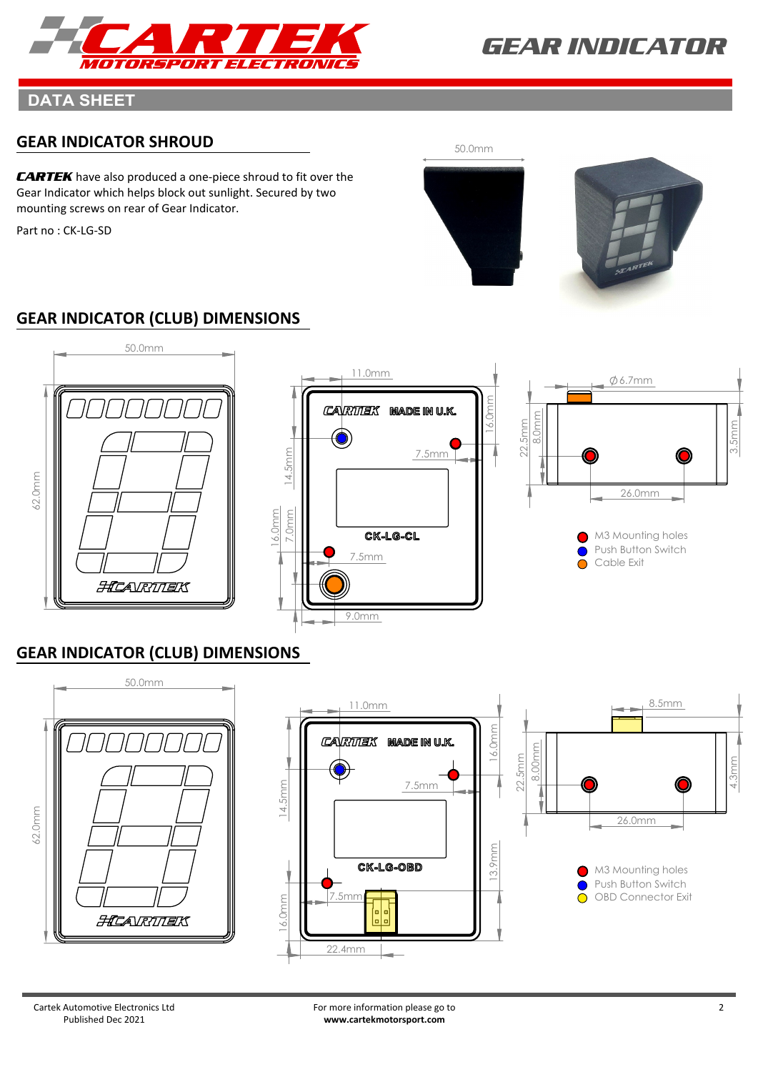# CARTEK MOTORSPORT ELECTRONICS

# GEAR INDICATOR

## DATA SHEET

## GEAR INDICATOR SHROUD

***CARTEK*** have also produced a one-piece shroud to fit over the Gear Indicator which helps block out sunlight. Secured by two mounting screws on rear of Gear Indicator.

Part no : CK-LG-SD

50.0mm

## GEAR INDICATOR (CLUB) DIMENSIONS

50.0mm

62.0mm

11.0mm

CARTEK MADE IN U.K.

16.0mm

14.5mm

7.5mm

CK-LG-CL

16.0mm

7.0mm

7.5mm

9.0mm

Ø 6.7mm

22.5mm

8.0mm

3.5mm

26.0mm

- M3 Mounting holes
- Push Button Switch
- Cable Exit

## GEAR INDICATOR (CLUB) DIMENSIONS

50.0mm

62.0mm

11.0mm

CARTEK MADE IN U.K.

16.0mm

14.5mm

7.5mm

CK-LG-OBD

13.9mm

16.0mm

7.5mm

22.4mm

8.5mm

22.5mm

8.00mm

4.3mm

26.0mm

- M3 Mounting holes
- Push Button Switch
- OBD Connector Exit

Cartek Automotive Electronics Ltd
Published Dec 2021

For more information please go to
**www.cartekmotorsport.com**